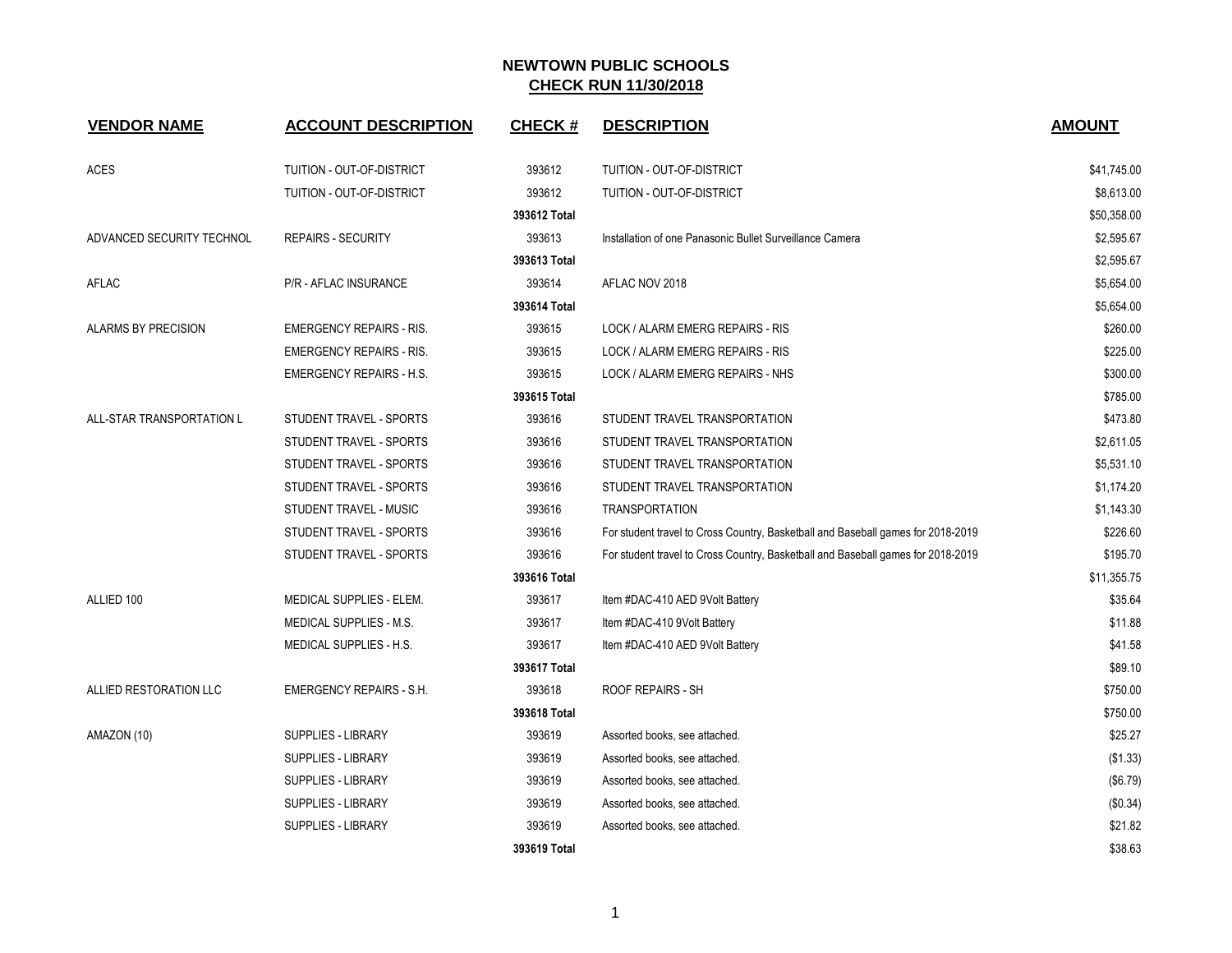# NEWTOWN PUBLIC SCHOOLS
## CHECK RUN 11/30/2018

| VENDOR NAME | ACCOUNT DESCRIPTION | CHECK # | DESCRIPTION | AMOUNT |
|---|---|---|---|---|
| ACES | TUITION - OUT-OF-DISTRICT | 393612 | TUITION - OUT-OF-DISTRICT | $41,745.00 |
| | TUITION - OUT-OF-DISTRICT | 393612 | TUITION - OUT-OF-DISTRICT | $8,613.00 |
| | | **393612 Total** | | $50,358.00 |
| ADVANCED SECURITY TECHNOL | REPAIRS - SECURITY | 393613 | Installation of one Panasonic Bullet Surveillance Camera | $2,595.67 |
| | | **393613 Total** | | $2,595.67 |
| AFLAC | P/R - AFLAC INSURANCE | 393614 | AFLAC NOV 2018 | $5,654.00 |
| | | **393614 Total** | | $5,654.00 |
| ALARMS BY PRECISION | EMERGENCY REPAIRS - RIS. | 393615 | LOCK / ALARM EMERG REPAIRS - RIS | $260.00 |
| | EMERGENCY REPAIRS - RIS. | 393615 | LOCK / ALARM EMERG REPAIRS - RIS | $225.00 |
| | EMERGENCY REPAIRS - H.S. | 393615 | LOCK / ALARM EMERG REPAIRS - NHS | $300.00 |
| | | **393615 Total** | | $785.00 |
| ALL-STAR TRANSPORTATION L | STUDENT TRAVEL - SPORTS | 393616 | STUDENT TRAVEL TRANSPORTATION | $473.80 |
| | STUDENT TRAVEL - SPORTS | 393616 | STUDENT TRAVEL TRANSPORTATION | $2,611.05 |
| | STUDENT TRAVEL - SPORTS | 393616 | STUDENT TRAVEL TRANSPORTATION | $5,531.10 |
| | STUDENT TRAVEL - SPORTS | 393616 | STUDENT TRAVEL TRANSPORTATION | $1,174.20 |
| | STUDENT TRAVEL - MUSIC | 393616 | TRANSPORTATION | $1,143.30 |
| | STUDENT TRAVEL - SPORTS | 393616 | For student travel to Cross Country, Basketball and Baseball games for 2018-2019 | $226.60 |
| | STUDENT TRAVEL - SPORTS | 393616 | For student travel to Cross Country, Basketball and Baseball games for 2018-2019 | $195.70 |
| | | **393616 Total** | | $11,355.75 |
| ALLIED 100 | MEDICAL SUPPLIES - ELEM. | 393617 | Item #DAC-410 AED 9Volt Battery | $35.64 |
| | MEDICAL SUPPLIES - M.S. | 393617 | Item #DAC-410 9Volt Battery | $11.88 |
| | MEDICAL SUPPLIES - H.S. | 393617 | Item #DAC-410 AED 9Volt Battery | $41.58 |
| | | **393617 Total** | | $89.10 |
| ALLIED RESTORATION LLC | EMERGENCY REPAIRS - S.H. | 393618 | ROOF REPAIRS - SH | $750.00 |
| | | **393618 Total** | | $750.00 |
| AMAZON (10) | SUPPLIES - LIBRARY | 393619 | Assorted books, see attached. | $25.27 |
| | SUPPLIES - LIBRARY | 393619 | Assorted books, see attached. | ($1.33) |
| | SUPPLIES - LIBRARY | 393619 | Assorted books, see attached. | ($6.79) |
| | SUPPLIES - LIBRARY | 393619 | Assorted books, see attached. | ($0.34) |
| | SUPPLIES - LIBRARY | 393619 | Assorted books, see attached. | $21.82 |
| | | **393619 Total** | | $38.63 |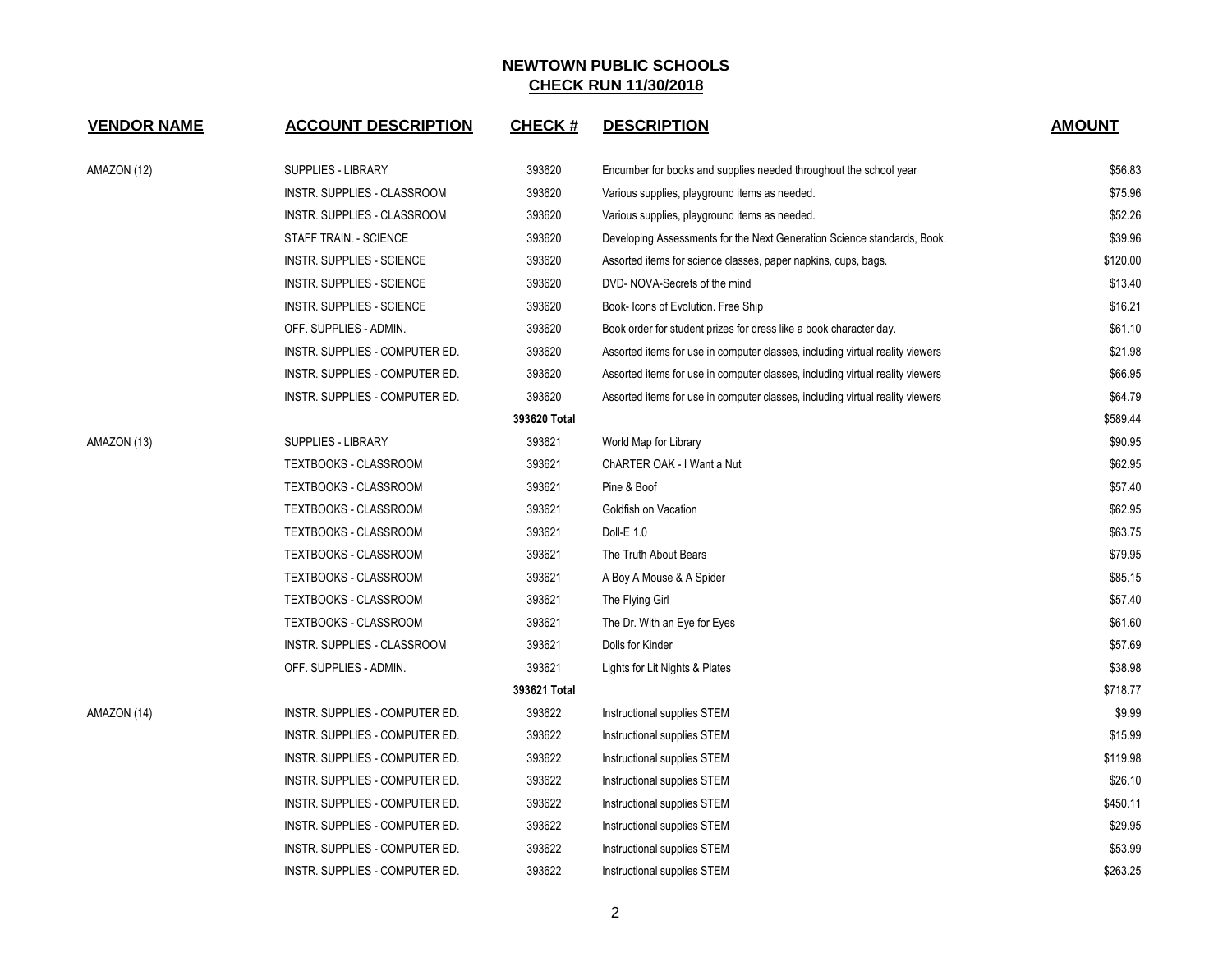## NEWTOWN PUBLIC SCHOOLS
## CHECK RUN 11/30/2018

| VENDOR NAME | ACCOUNT DESCRIPTION | CHECK # | DESCRIPTION | AMOUNT |
|---|---|---|---|---|
| AMAZON (12) | SUPPLIES - LIBRARY | 393620 | Encumber for books and supplies needed throughout the school year | $56.83 |
| | INSTR. SUPPLIES - CLASSROOM | 393620 | Various supplies, playground items as needed. | $75.96 |
| | INSTR. SUPPLIES - CLASSROOM | 393620 | Various supplies, playground items as needed. | $52.26 |
| | STAFF TRAIN. - SCIENCE | 393620 | Developing Assessments for the Next Generation Science standards, Book. | $39.96 |
| | INSTR. SUPPLIES - SCIENCE | 393620 | Assorted items for science classes, paper napkins, cups, bags. | $120.00 |
| | INSTR. SUPPLIES - SCIENCE | 393620 | DVD- NOVA-Secrets of the mind | $13.40 |
| | INSTR. SUPPLIES - SCIENCE | 393620 | Book- Icons of Evolution. Free Ship | $16.21 |
| | OFF. SUPPLIES - ADMIN. | 393620 | Book order for student prizes for dress like a book character day. | $61.10 |
| | INSTR. SUPPLIES - COMPUTER ED. | 393620 | Assorted items for use in computer classes, including virtual reality viewers | $21.98 |
| | INSTR. SUPPLIES - COMPUTER ED. | 393620 | Assorted items for use in computer classes, including virtual reality viewers | $66.95 |
| | INSTR. SUPPLIES - COMPUTER ED. | 393620 | Assorted items for use in computer classes, including virtual reality viewers | $64.79 |
| | | **393620 Total** | | $589.44 |
| AMAZON (13) | SUPPLIES - LIBRARY | 393621 | World Map for Library | $90.95 |
| | TEXTBOOKS - CLASSROOM | 393621 | ChARTER OAK - I Want a Nut | $62.95 |
| | TEXTBOOKS - CLASSROOM | 393621 | Pine & Boof | $57.40 |
| | TEXTBOOKS - CLASSROOM | 393621 | Goldfish on Vacation | $62.95 |
| | TEXTBOOKS - CLASSROOM | 393621 | Doll-E 1.0 | $63.75 |
| | TEXTBOOKS - CLASSROOM | 393621 | The Truth About Bears | $79.95 |
| | TEXTBOOKS - CLASSROOM | 393621 | A Boy A Mouse & A Spider | $85.15 |
| | TEXTBOOKS - CLASSROOM | 393621 | The Flying Girl | $57.40 |
| | TEXTBOOKS - CLASSROOM | 393621 | The Dr. With an Eye for Eyes | $61.60 |
| | INSTR. SUPPLIES - CLASSROOM | 393621 | Dolls for Kinder | $57.69 |
| | OFF. SUPPLIES - ADMIN. | 393621 | Lights for Lit Nights & Plates | $38.98 |
| | | **393621 Total** | | $718.77 |
| AMAZON (14) | INSTR. SUPPLIES - COMPUTER ED. | 393622 | Instructional supplies STEM | $9.99 |
| | INSTR. SUPPLIES - COMPUTER ED. | 393622 | Instructional supplies STEM | $15.99 |
| | INSTR. SUPPLIES - COMPUTER ED. | 393622 | Instructional supplies STEM | $119.98 |
| | INSTR. SUPPLIES - COMPUTER ED. | 393622 | Instructional supplies STEM | $26.10 |
| | INSTR. SUPPLIES - COMPUTER ED. | 393622 | Instructional supplies STEM | $450.11 |
| | INSTR. SUPPLIES - COMPUTER ED. | 393622 | Instructional supplies STEM | $29.95 |
| | INSTR. SUPPLIES - COMPUTER ED. | 393622 | Instructional supplies STEM | $53.99 |
| | INSTR. SUPPLIES - COMPUTER ED. | 393622 | Instructional supplies STEM | $263.25 |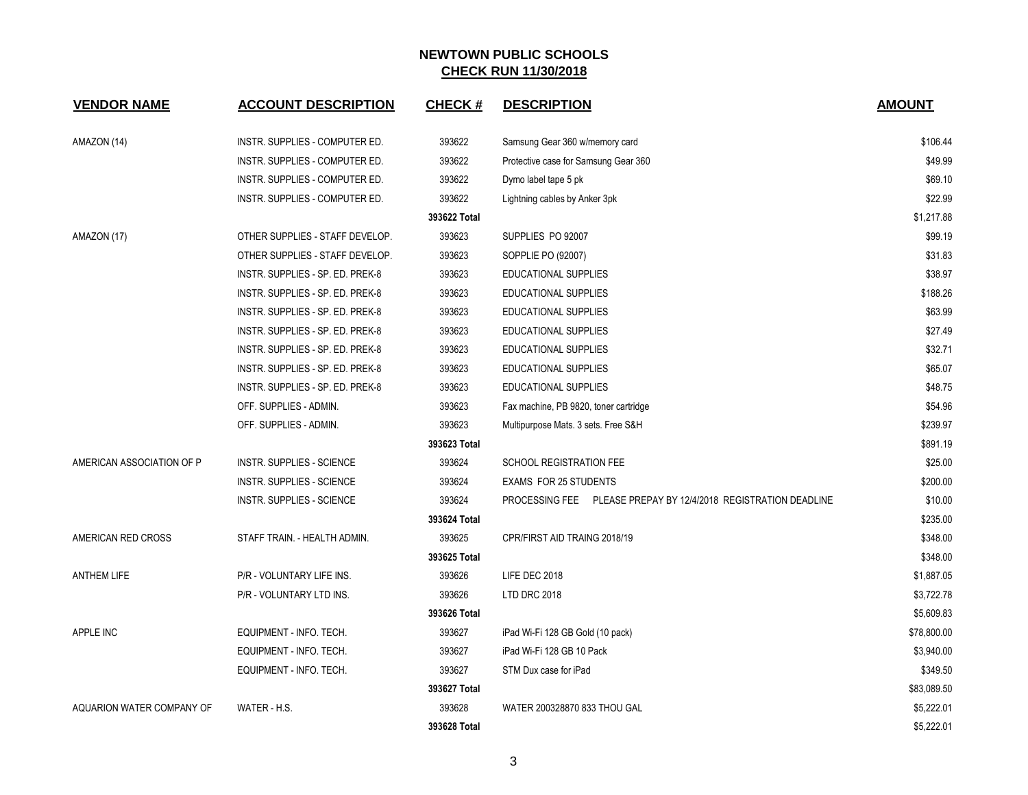## NEWTOWN PUBLIC SCHOOLS

### CHECK RUN 11/30/2018

| VENDOR NAME | ACCOUNT DESCRIPTION | CHECK # | DESCRIPTION | AMOUNT |
|---|---|---|---|---|
| AMAZON (14) | INSTR. SUPPLIES - COMPUTER ED. | 393622 | Samsung Gear 360 w/memory card | $106.44 |
| | INSTR. SUPPLIES - COMPUTER ED. | 393622 | Protective case for Samsung Gear 360 | $49.99 |
| | INSTR. SUPPLIES - COMPUTER ED. | 393622 | Dymo label tape 5 pk | $69.10 |
| | INSTR. SUPPLIES - COMPUTER ED. | 393622 | Lightning cables by Anker 3pk | $22.99 |
| | | **393622 Total** | | $1,217.88 |
| AMAZON (17) | OTHER SUPPLIES - STAFF DEVELOP. | 393623 | SUPPLIES PO 92007 | $99.19 |
| | OTHER SUPPLIES - STAFF DEVELOP. | 393623 | SOPPLIE PO (92007) | $31.83 |
| | INSTR. SUPPLIES - SP. ED. PREK-8 | 393623 | EDUCATIONAL SUPPLIES | $38.97 |
| | INSTR. SUPPLIES - SP. ED. PREK-8 | 393623 | EDUCATIONAL SUPPLIES | $188.26 |
| | INSTR. SUPPLIES - SP. ED. PREK-8 | 393623 | EDUCATIONAL SUPPLIES | $63.99 |
| | INSTR. SUPPLIES - SP. ED. PREK-8 | 393623 | EDUCATIONAL SUPPLIES | $27.49 |
| | INSTR. SUPPLIES - SP. ED. PREK-8 | 393623 | EDUCATIONAL SUPPLIES | $32.71 |
| | INSTR. SUPPLIES - SP. ED. PREK-8 | 393623 | EDUCATIONAL SUPPLIES | $65.07 |
| | INSTR. SUPPLIES - SP. ED. PREK-8 | 393623 | EDUCATIONAL SUPPLIES | $48.75 |
| | OFF. SUPPLIES - ADMIN. | 393623 | Fax machine, PB 9820, toner cartridge | $54.96 |
| | OFF. SUPPLIES - ADMIN. | 393623 | Multipurpose Mats. 3 sets. Free S&H | $239.97 |
| | | **393623 Total** | | $891.19 |
| AMERICAN ASSOCIATION OF P | INSTR. SUPPLIES - SCIENCE | 393624 | SCHOOL REGISTRATION FEE | $25.00 |
| | INSTR. SUPPLIES - SCIENCE | 393624 | EXAMS FOR 25 STUDENTS | $200.00 |
| | INSTR. SUPPLIES - SCIENCE | 393624 | PROCESSING FEE PLEASE PREPAY BY 12/4/2018 REGISTRATION DEADLINE | $10.00 |
| | | **393624 Total** | | $235.00 |
| AMERICAN RED CROSS | STAFF TRAIN. - HEALTH ADMIN. | 393625 | CPR/FIRST AID TRAING 2018/19 | $348.00 |
| | | **393625 Total** | | $348.00 |
| ANTHEM LIFE | P/R - VOLUNTARY LIFE INS. | 393626 | LIFE DEC 2018 | $1,887.05 |
| | P/R - VOLUNTARY LTD INS. | 393626 | LTD DRC 2018 | $3,722.78 |
| | | **393626 Total** | | $5,609.83 |
| APPLE INC | EQUIPMENT - INFO. TECH. | 393627 | iPad Wi-Fi 128 GB Gold (10 pack) | $78,800.00 |
| | EQUIPMENT - INFO. TECH. | 393627 | iPad Wi-Fi 128 GB 10 Pack | $3,940.00 |
| | EQUIPMENT - INFO. TECH. | 393627 | STM Dux case for iPad | $349.50 |
| | | **393627 Total** | | $83,089.50 |
| AQUARION WATER COMPANY OF | WATER - H.S. | 393628 | WATER 200328870 833 THOU GAL | $5,222.01 |
| | | **393628 Total** | | $5,222.01 |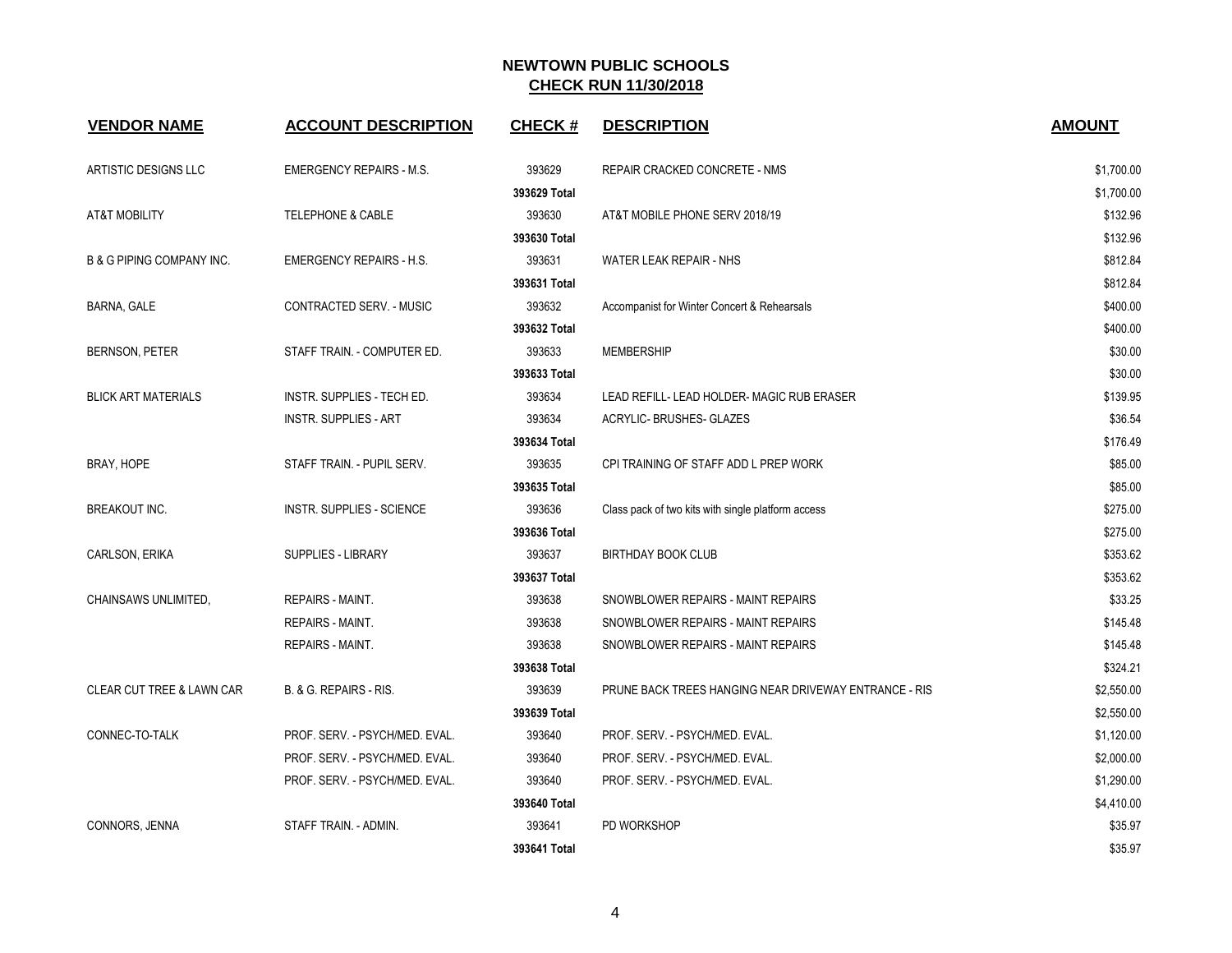## NEWTOWN PUBLIC SCHOOLS
## CHECK RUN 11/30/2018

| VENDOR NAME | ACCOUNT DESCRIPTION | CHECK # | DESCRIPTION | AMOUNT |
|---|---|---|---|---|
| ARTISTIC DESIGNS LLC | EMERGENCY REPAIRS - M.S. | 393629 | REPAIR CRACKED CONCRETE - NMS | $1,700.00 |
| | | **393629 Total** | | $1,700.00 |
| AT&T MOBILITY | TELEPHONE & CABLE | 393630 | AT&T MOBILE PHONE SERV 2018/19 | $132.96 |
| | | **393630 Total** | | $132.96 |
| B & G PIPING COMPANY INC. | EMERGENCY REPAIRS - H.S. | 393631 | WATER LEAK REPAIR - NHS | $812.84 |
| | | **393631 Total** | | $812.84 |
| BARNA, GALE | CONTRACTED SERV. - MUSIC | 393632 | Accompanist for Winter Concert & Rehearsals | $400.00 |
| | | **393632 Total** | | $400.00 |
| BERNSON, PETER | STAFF TRAIN. - COMPUTER ED. | 393633 | MEMBERSHIP | $30.00 |
| | | **393633 Total** | | $30.00 |
| BLICK ART MATERIALS | INSTR. SUPPLIES - TECH ED. | 393634 | LEAD REFILL- LEAD HOLDER- MAGIC RUB ERASER | $139.95 |
| | INSTR. SUPPLIES - ART | 393634 | ACRYLIC- BRUSHES- GLAZES | $36.54 |
| | | **393634 Total** | | $176.49 |
| BRAY, HOPE | STAFF TRAIN. - PUPIL SERV. | 393635 | CPI TRAINING OF STAFF ADD L PREP WORK | $85.00 |
| | | **393635 Total** | | $85.00 |
| BREAKOUT INC. | INSTR. SUPPLIES - SCIENCE | 393636 | Class pack of two kits with single platform access | $275.00 |
| | | **393636 Total** | | $275.00 |
| CARLSON, ERIKA | SUPPLIES - LIBRARY | 393637 | BIRTHDAY BOOK CLUB | $353.62 |
| | | **393637 Total** | | $353.62 |
| CHAINSAWS UNLIMITED, | REPAIRS - MAINT. | 393638 | SNOWBLOWER REPAIRS - MAINT REPAIRS | $33.25 |
| | REPAIRS - MAINT. | 393638 | SNOWBLOWER REPAIRS - MAINT REPAIRS | $145.48 |
| | REPAIRS - MAINT. | 393638 | SNOWBLOWER REPAIRS - MAINT REPAIRS | $145.48 |
| | | **393638 Total** | | $324.21 |
| CLEAR CUT TREE & LAWN CAR | B. & G. REPAIRS - RIS. | 393639 | PRUNE BACK TREES HANGING NEAR DRIVEWAY ENTRANCE - RIS | $2,550.00 |
| | | **393639 Total** | | $2,550.00 |
| CONNEC-TO-TALK | PROF. SERV. - PSYCH/MED. EVAL. | 393640 | PROF. SERV. - PSYCH/MED. EVAL. | $1,120.00 |
| | PROF. SERV. - PSYCH/MED. EVAL. | 393640 | PROF. SERV. - PSYCH/MED. EVAL. | $2,000.00 |
| | PROF. SERV. - PSYCH/MED. EVAL. | 393640 | PROF. SERV. - PSYCH/MED. EVAL. | $1,290.00 |
| | | **393640 Total** | | $4,410.00 |
| CONNORS, JENNA | STAFF TRAIN. - ADMIN. | 393641 | PD WORKSHOP | $35.97 |
| | | **393641 Total** | | $35.97 |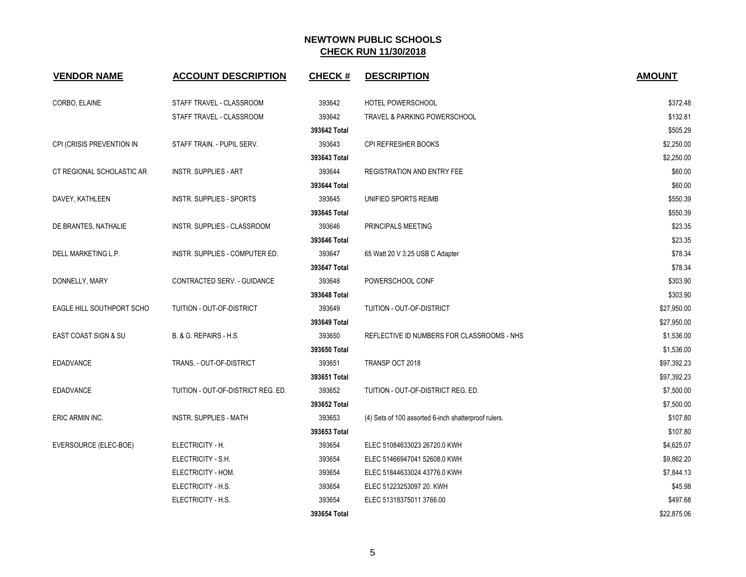## NEWTOWN PUBLIC SCHOOLS
## CHECK RUN 11/30/2018

| VENDOR NAME | ACCOUNT DESCRIPTION | CHECK # | DESCRIPTION | AMOUNT |
|---|---|---|---|---|
| CORBO, ELAINE | STAFF TRAVEL - CLASSROOM | 393642 | HOTEL POWERSCHOOL | $372.48 |
| | STAFF TRAVEL - CLASSROOM | 393642 | TRAVEL & PARKING POWERSCHOOL | $132.81 |
| | | **393642 Total** | | $505.29 |
| CPI (CRISIS PREVENTION IN | STAFF TRAIN. - PUPIL SERV. | 393643 | CPI REFRESHER BOOKS | $2,250.00 |
| | | **393643 Total** | | $2,250.00 |
| CT REGIONAL SCHOLASTIC AR | INSTR. SUPPLIES - ART | 393644 | REGISTRATION AND ENTRY FEE | $60.00 |
| | | **393644 Total** | | $60.00 |
| DAVEY, KATHLEEN | INSTR. SUPPLIES - SPORTS | 393645 | UNIFIED SPORTS REIMB | $550.39 |
| | | **393645 Total** | | $550.39 |
| DE BRANTES, NATHALIE | INSTR. SUPPLIES - CLASSROOM | 393646 | PRINCIPALS MEETING | $23.35 |
| | | **393646 Total** | | $23.35 |
| DELL MARKETING L.P. | INSTR. SUPPLIES - COMPUTER ED. | 393647 | 65 Watt 20 V 3.25 USB C Adapter | $78.34 |
| | | **393647 Total** | | $78.34 |
| DONNELLY, MARY | CONTRACTED SERV. - GUIDANCE | 393648 | POWERSCHOOL CONF | $303.90 |
| | | **393648 Total** | | $303.90 |
| EAGLE HILL SOUTHPORT SCHO | TUITION - OUT-OF-DISTRICT | 393649 | TUITION - OUT-OF-DISTRICT | $27,950.00 |
| | | **393649 Total** | | $27,950.00 |
| EAST COAST SIGN & SU | B. & G. REPAIRS - H.S. | 393650 | REFLECTIVE ID NUMBERS FOR CLASSROOMS - NHS | $1,536.00 |
| | | **393650 Total** | | $1,536.00 |
| EDADVANCE | TRANS. - OUT-OF-DISTRICT | 393651 | TRANSP OCT 2018 | $97,392.23 |
| | | **393651 Total** | | $97,392.23 |
| EDADVANCE | TUITION - OUT-OF-DISTRICT REG. ED. | 393652 | TUITION - OUT-OF-DISTRICT REG. ED. | $7,500.00 |
| | | **393652 Total** | | $7,500.00 |
| ERIC ARMIN INC. | INSTR. SUPPLIES - MATH | 393653 | (4) Sets of 100 assorted 6-inch shatterproof rulers. | $107.80 |
| | | **393653 Total** | | $107.80 |
| EVERSOURCE (ELEC-BOE) | ELECTRICITY - H. | 393654 | ELEC 51084633023 26720.0 KWH | $4,625.07 |
| | ELECTRICITY - S.H. | 393654 | ELEC 51466947041 52608.0 KWH | $9,862.20 |
| | ELECTRICITY - HOM. | 393654 | ELEC 51844633024 43776.0 KWH | $7,844.13 |
| | ELECTRICITY - H.S. | 393654 | ELEC 51223253097 20. KWH | $45.98 |
| | ELECTRICITY - H.S. | 393654 | ELEC 51318375011 3766.00 | $497.68 |
| | | **393654 Total** | | $22,875.06 |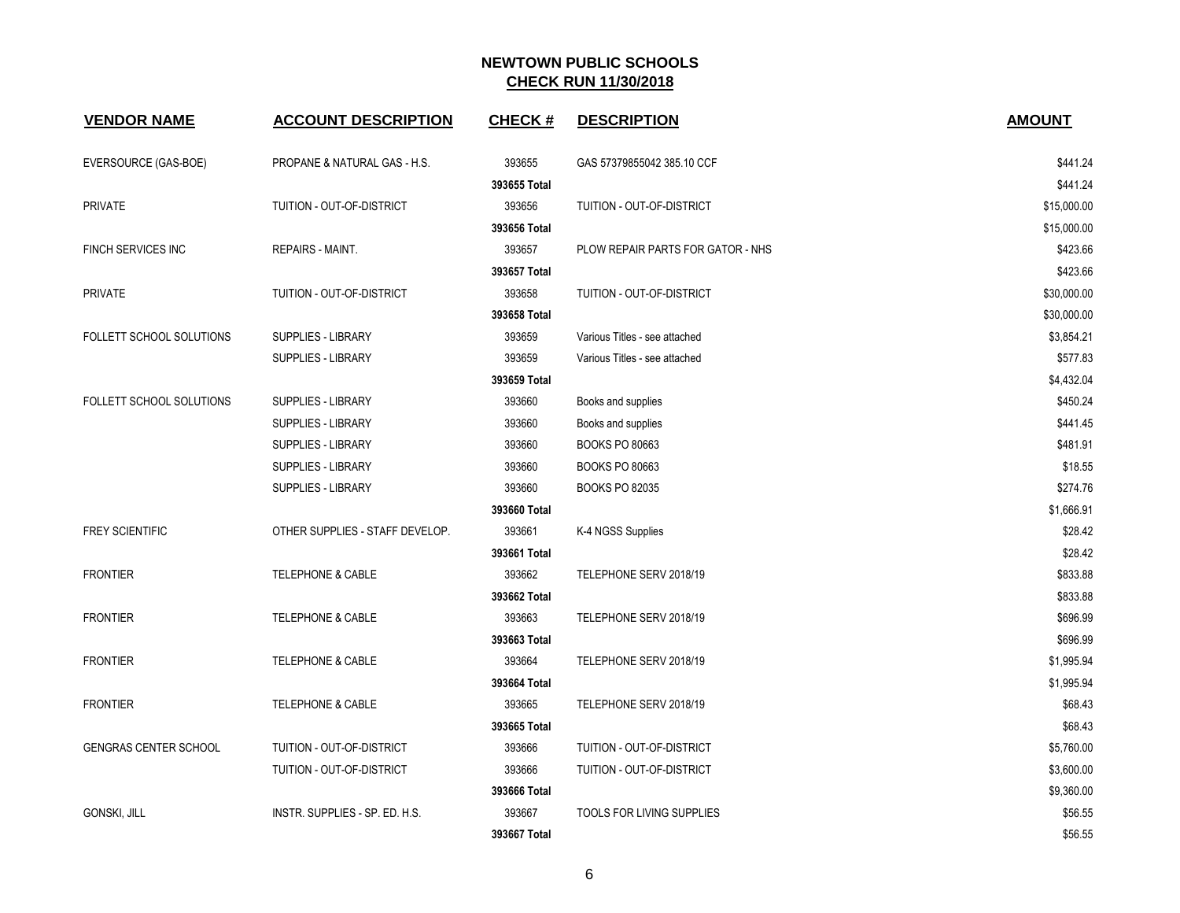# NEWTOWN PUBLIC SCHOOLS

## CHECK RUN 11/30/2018

| VENDOR NAME | ACCOUNT DESCRIPTION | CHECK # | DESCRIPTION | AMOUNT |
|---|---|---|---|---|
| EVERSOURCE (GAS-BOE) | PROPANE & NATURAL GAS - H.S. | 393655 | GAS 57379855042 385.10 CCF | $441.24 |
| | | **393655 Total** | | $441.24 |
| PRIVATE | TUITION - OUT-OF-DISTRICT | 393656 | TUITION - OUT-OF-DISTRICT | $15,000.00 |
| | | **393656 Total** | | $15,000.00 |
| FINCH SERVICES INC | REPAIRS - MAINT. | 393657 | PLOW REPAIR PARTS FOR GATOR - NHS | $423.66 |
| | | **393657 Total** | | $423.66 |
| PRIVATE | TUITION - OUT-OF-DISTRICT | 393658 | TUITION - OUT-OF-DISTRICT | $30,000.00 |
| | | **393658 Total** | | $30,000.00 |
| FOLLETT SCHOOL SOLUTIONS | SUPPLIES - LIBRARY | 393659 | Various Titles - see attached | $3,854.21 |
| | SUPPLIES - LIBRARY | 393659 | Various Titles - see attached | $577.83 |
| | | **393659 Total** | | $4,432.04 |
| FOLLETT SCHOOL SOLUTIONS | SUPPLIES - LIBRARY | 393660 | Books and supplies | $450.24 |
| | SUPPLIES - LIBRARY | 393660 | Books and supplies | $441.45 |
| | SUPPLIES - LIBRARY | 393660 | BOOKS PO 80663 | $481.91 |
| | SUPPLIES - LIBRARY | 393660 | BOOKS PO 80663 | $18.55 |
| | SUPPLIES - LIBRARY | 393660 | BOOKS PO 82035 | $274.76 |
| | | **393660 Total** | | $1,666.91 |
| FREY SCIENTIFIC | OTHER SUPPLIES - STAFF DEVELOP. | 393661 | K-4 NGSS Supplies | $28.42 |
| | | **393661 Total** | | $28.42 |
| FRONTIER | TELEPHONE & CABLE | 393662 | TELEPHONE SERV 2018/19 | $833.88 |
| | | **393662 Total** | | $833.88 |
| FRONTIER | TELEPHONE & CABLE | 393663 | TELEPHONE SERV 2018/19 | $696.99 |
| | | **393663 Total** | | $696.99 |
| FRONTIER | TELEPHONE & CABLE | 393664 | TELEPHONE SERV 2018/19 | $1,995.94 |
| | | **393664 Total** | | $1,995.94 |
| FRONTIER | TELEPHONE & CABLE | 393665 | TELEPHONE SERV 2018/19 | $68.43 |
| | | **393665 Total** | | $68.43 |
| GENGRAS CENTER SCHOOL | TUITION - OUT-OF-DISTRICT | 393666 | TUITION - OUT-OF-DISTRICT | $5,760.00 |
| | TUITION - OUT-OF-DISTRICT | 393666 | TUITION - OUT-OF-DISTRICT | $3,600.00 |
| | | **393666 Total** | | $9,360.00 |
| GONSKI, JILL | INSTR. SUPPLIES - SP. ED. H.S. | 393667 | TOOLS FOR LIVING SUPPLIES | $56.55 |
| | | **393667 Total** | | $56.55 |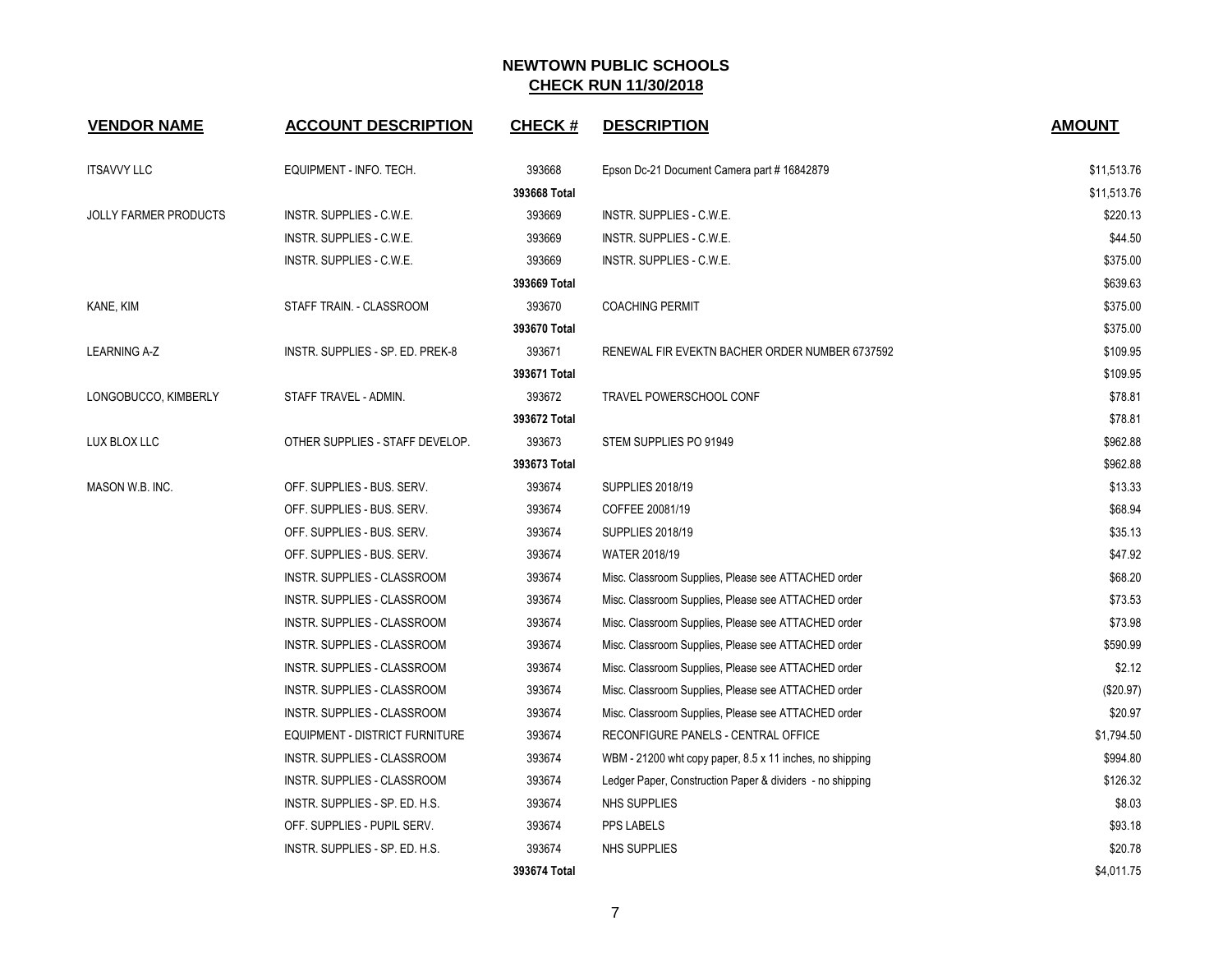# NEWTOWN PUBLIC SCHOOLS

## CHECK RUN 11/30/2018

| VENDOR NAME | ACCOUNT DESCRIPTION | CHECK # | DESCRIPTION | AMOUNT |
|---|---|---|---|---|
| ITSAVVY LLC | EQUIPMENT - INFO. TECH. | 393668 | Epson Dc-21 Document Camera part # 16842879 | $11,513.76 |
| | | **393668 Total** | | $11,513.76 |
| JOLLY FARMER PRODUCTS | INSTR. SUPPLIES - C.W.E. | 393669 | INSTR. SUPPLIES - C.W.E. | $220.13 |
| | INSTR. SUPPLIES - C.W.E. | 393669 | INSTR. SUPPLIES - C.W.E. | $44.50 |
| | INSTR. SUPPLIES - C.W.E. | 393669 | INSTR. SUPPLIES - C.W.E. | $375.00 |
| | | **393669 Total** | | $639.63 |
| KANE, KIM | STAFF TRAIN. - CLASSROOM | 393670 | COACHING PERMIT | $375.00 |
| | | **393670 Total** | | $375.00 |
| LEARNING A-Z | INSTR. SUPPLIES - SP. ED. PREK-8 | 393671 | RENEWAL FIR EVEKTN BACHER ORDER NUMBER 6737592 | $109.95 |
| | | **393671 Total** | | $109.95 |
| LONGOBUCCO, KIMBERLY | STAFF TRAVEL - ADMIN. | 393672 | TRAVEL POWERSCHOOL CONF | $78.81 |
| | | **393672 Total** | | $78.81 |
| LUX BLOX LLC | OTHER SUPPLIES - STAFF DEVELOP. | 393673 | STEM SUPPLIES PO 91949 | $962.88 |
| | | **393673 Total** | | $962.88 |
| MASON W.B. INC. | OFF. SUPPLIES - BUS. SERV. | 393674 | SUPPLIES 2018/19 | $13.33 |
| | OFF. SUPPLIES - BUS. SERV. | 393674 | COFFEE 20081/19 | $68.94 |
| | OFF. SUPPLIES - BUS. SERV. | 393674 | SUPPLIES 2018/19 | $35.13 |
| | OFF. SUPPLIES - BUS. SERV. | 393674 | WATER 2018/19 | $47.92 |
| | INSTR. SUPPLIES - CLASSROOM | 393674 | Misc. Classroom Supplies, Please see ATTACHED order | $68.20 |
| | INSTR. SUPPLIES - CLASSROOM | 393674 | Misc. Classroom Supplies, Please see ATTACHED order | $73.53 |
| | INSTR. SUPPLIES - CLASSROOM | 393674 | Misc. Classroom Supplies, Please see ATTACHED order | $73.98 |
| | INSTR. SUPPLIES - CLASSROOM | 393674 | Misc. Classroom Supplies, Please see ATTACHED order | $590.99 |
| | INSTR. SUPPLIES - CLASSROOM | 393674 | Misc. Classroom Supplies, Please see ATTACHED order | $2.12 |
| | INSTR. SUPPLIES - CLASSROOM | 393674 | Misc. Classroom Supplies, Please see ATTACHED order | ($20.97) |
| | INSTR. SUPPLIES - CLASSROOM | 393674 | Misc. Classroom Supplies, Please see ATTACHED order | $20.97 |
| | EQUIPMENT - DISTRICT FURNITURE | 393674 | RECONFIGURE PANELS - CENTRAL OFFICE | $1,794.50 |
| | INSTR. SUPPLIES - CLASSROOM | 393674 | WBM - 21200 wht copy paper, 8.5 x 11 inches, no shipping | $994.80 |
| | INSTR. SUPPLIES - CLASSROOM | 393674 | Ledger Paper, Construction Paper & dividers - no shipping | $126.32 |
| | INSTR. SUPPLIES - SP. ED. H.S. | 393674 | NHS SUPPLIES | $8.03 |
| | OFF. SUPPLIES - PUPIL SERV. | 393674 | PPS LABELS | $93.18 |
| | INSTR. SUPPLIES - SP. ED. H.S. | 393674 | NHS SUPPLIES | $20.78 |
| | | **393674 Total** | | $4,011.75 |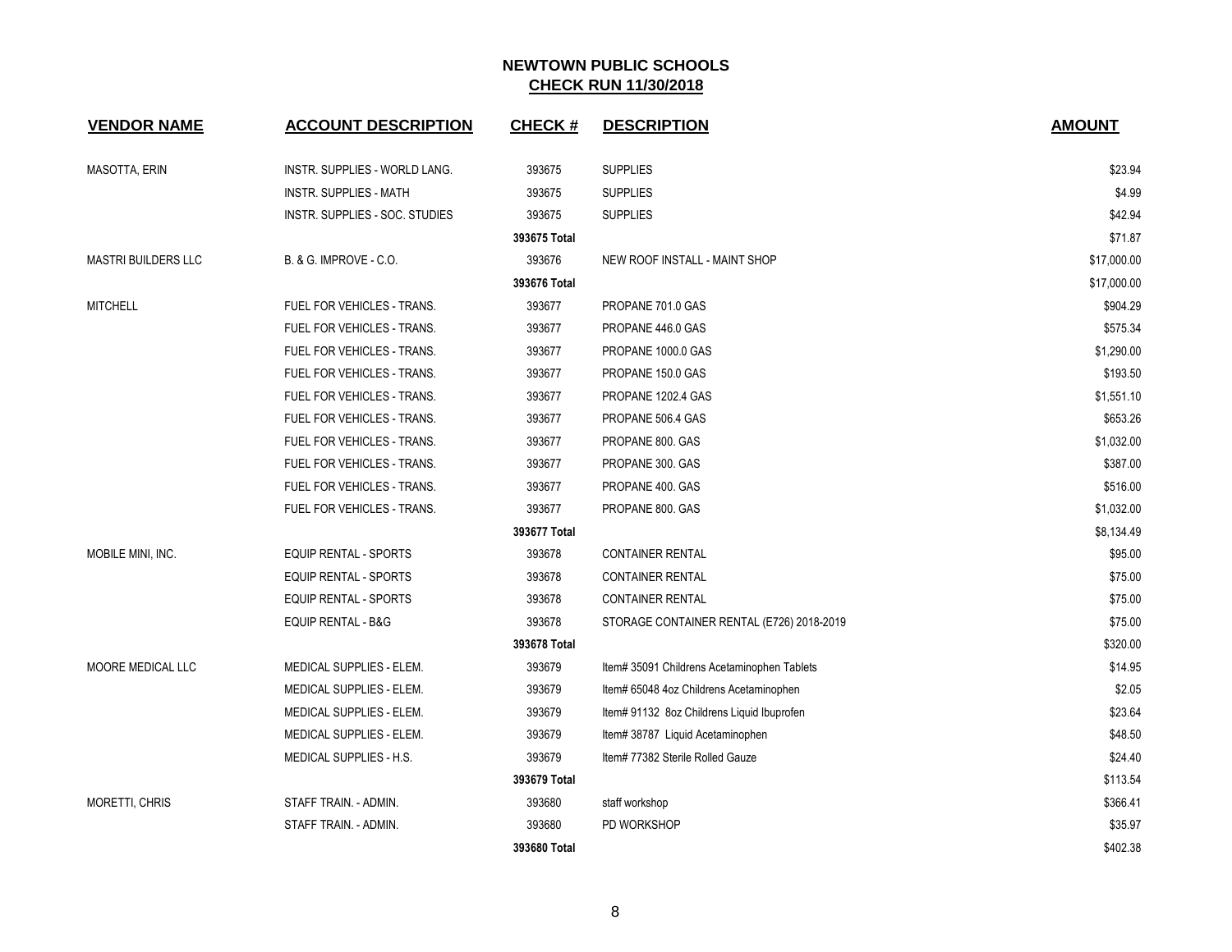## NEWTOWN PUBLIC SCHOOLS
## CHECK RUN 11/30/2018

| VENDOR NAME | ACCOUNT DESCRIPTION | CHECK # | DESCRIPTION | AMOUNT |
|---|---|---|---|---|
| MASOTTA, ERIN | INSTR. SUPPLIES - WORLD LANG. | 393675 | SUPPLIES | $23.94 |
| | INSTR. SUPPLIES - MATH | 393675 | SUPPLIES | $4.99 |
| | INSTR. SUPPLIES - SOC. STUDIES | 393675 | SUPPLIES | $42.94 |
| | | **393675 Total** | | $71.87 |
| MASTRI BUILDERS LLC | B. & G. IMPROVE - C.O. | 393676 | NEW ROOF INSTALL - MAINT SHOP | $17,000.00 |
| | | **393676 Total** | | $17,000.00 |
| MITCHELL | FUEL FOR VEHICLES - TRANS. | 393677 | PROPANE 701.0 GAS | $904.29 |
| | FUEL FOR VEHICLES - TRANS. | 393677 | PROPANE 446.0 GAS | $575.34 |
| | FUEL FOR VEHICLES - TRANS. | 393677 | PROPANE 1000.0 GAS | $1,290.00 |
| | FUEL FOR VEHICLES - TRANS. | 393677 | PROPANE 150.0 GAS | $193.50 |
| | FUEL FOR VEHICLES - TRANS. | 393677 | PROPANE 1202.4 GAS | $1,551.10 |
| | FUEL FOR VEHICLES - TRANS. | 393677 | PROPANE 506.4 GAS | $653.26 |
| | FUEL FOR VEHICLES - TRANS. | 393677 | PROPANE 800. GAS | $1,032.00 |
| | FUEL FOR VEHICLES - TRANS. | 393677 | PROPANE 300. GAS | $387.00 |
| | FUEL FOR VEHICLES - TRANS. | 393677 | PROPANE 400. GAS | $516.00 |
| | FUEL FOR VEHICLES - TRANS. | 393677 | PROPANE 800. GAS | $1,032.00 |
| | | **393677 Total** | | $8,134.49 |
| MOBILE MINI, INC. | EQUIP RENTAL - SPORTS | 393678 | CONTAINER RENTAL | $95.00 |
| | EQUIP RENTAL - SPORTS | 393678 | CONTAINER RENTAL | $75.00 |
| | EQUIP RENTAL - SPORTS | 393678 | CONTAINER RENTAL | $75.00 |
| | EQUIP RENTAL - B&G | 393678 | STORAGE CONTAINER RENTAL (E726) 2018-2019 | $75.00 |
| | | **393678 Total** | | $320.00 |
| MOORE MEDICAL LLC | MEDICAL SUPPLIES - ELEM. | 393679 | Item# 35091 Childrens Acetaminophen Tablets | $14.95 |
| | MEDICAL SUPPLIES - ELEM. | 393679 | Item# 65048 4oz Childrens Acetaminophen | $2.05 |
| | MEDICAL SUPPLIES - ELEM. | 393679 | Item# 91132 8oz Childrens Liquid Ibuprofen | $23.64 |
| | MEDICAL SUPPLIES - ELEM. | 393679 | Item# 38787 Liquid Acetaminophen | $48.50 |
| | MEDICAL SUPPLIES - H.S. | 393679 | Item# 77382 Sterile Rolled Gauze | $24.40 |
| | | **393679 Total** | | $113.54 |
| MORETTI, CHRIS | STAFF TRAIN. - ADMIN. | 393680 | staff workshop | $366.41 |
| | STAFF TRAIN. - ADMIN. | 393680 | PD WORKSHOP | $35.97 |
| | | **393680 Total** | | $402.38 |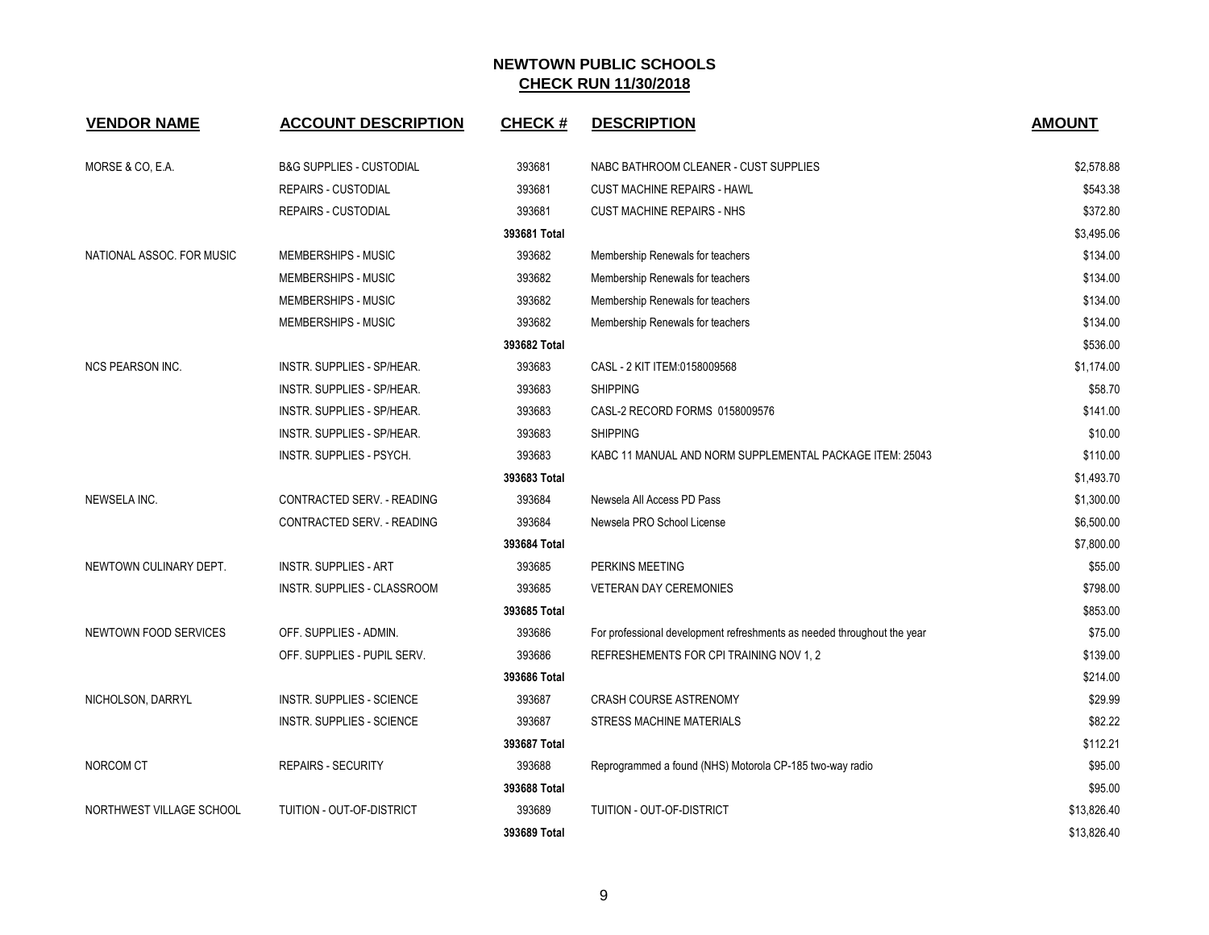# NEWTOWN PUBLIC SCHOOLS

## CHECK RUN 11/30/2018

| VENDOR NAME | ACCOUNT DESCRIPTION | CHECK # | DESCRIPTION | AMOUNT |
|---|---|---|---|---|
| MORSE & CO, E.A. | B&G SUPPLIES - CUSTODIAL | 393681 | NABC BATHROOM CLEANER - CUST SUPPLIES | $2,578.88 |
| | REPAIRS - CUSTODIAL | 393681 | CUST MACHINE REPAIRS - HAWL | $543.38 |
| | REPAIRS - CUSTODIAL | 393681 | CUST MACHINE REPAIRS - NHS | $372.80 |
| | | 393681 Total | | $3,495.06 |
| NATIONAL ASSOC. FOR MUSIC | MEMBERSHIPS - MUSIC | 393682 | Membership Renewals for teachers | $134.00 |
| | MEMBERSHIPS - MUSIC | 393682 | Membership Renewals for teachers | $134.00 |
| | MEMBERSHIPS - MUSIC | 393682 | Membership Renewals for teachers | $134.00 |
| | MEMBERSHIPS - MUSIC | 393682 | Membership Renewals for teachers | $134.00 |
| | | 393682 Total | | $536.00 |
| NCS PEARSON INC. | INSTR. SUPPLIES - SP/HEAR. | 393683 | CASL - 2 KIT ITEM:0158009568 | $1,174.00 |
| | INSTR. SUPPLIES - SP/HEAR. | 393683 | SHIPPING | $58.70 |
| | INSTR. SUPPLIES - SP/HEAR. | 393683 | CASL-2 RECORD FORMS 0158009576 | $141.00 |
| | INSTR. SUPPLIES - SP/HEAR. | 393683 | SHIPPING | $10.00 |
| | INSTR. SUPPLIES - PSYCH. | 393683 | KABC 11 MANUAL AND NORM SUPPLEMENTAL PACKAGE ITEM: 25043 | $110.00 |
| | | 393683 Total | | $1,493.70 |
| NEWSELA INC. | CONTRACTED SERV. - READING | 393684 | Newsela All Access PD Pass | $1,300.00 |
| | CONTRACTED SERV. - READING | 393684 | Newsela PRO School License | $6,500.00 |
| | | 393684 Total | | $7,800.00 |
| NEWTOWN CULINARY DEPT. | INSTR. SUPPLIES - ART | 393685 | PERKINS MEETING | $55.00 |
| | INSTR. SUPPLIES - CLASSROOM | 393685 | VETERAN DAY CEREMONIES | $798.00 |
| | | 393685 Total | | $853.00 |
| NEWTOWN FOOD SERVICES | OFF. SUPPLIES - ADMIN. | 393686 | For professional development refreshments as needed throughout the year | $75.00 |
| | OFF. SUPPLIES - PUPIL SERV. | 393686 | REFRESHEMENTS FOR CPI TRAINING NOV 1, 2 | $139.00 |
| | | 393686 Total | | $214.00 |
| NICHOLSON, DARRYL | INSTR. SUPPLIES - SCIENCE | 393687 | CRASH COURSE ASTRENOMY | $29.99 |
| | INSTR. SUPPLIES - SCIENCE | 393687 | STRESS MACHINE MATERIALS | $82.22 |
| | | 393687 Total | | $112.21 |
| NORCOM CT | REPAIRS - SECURITY | 393688 | Reprogrammed a found (NHS) Motorola CP-185 two-way radio | $95.00 |
| | | 393688 Total | | $95.00 |
| NORTHWEST VILLAGE SCHOOL | TUITION - OUT-OF-DISTRICT | 393689 | TUITION - OUT-OF-DISTRICT | $13,826.40 |
| | | 393689 Total | | $13,826.40 |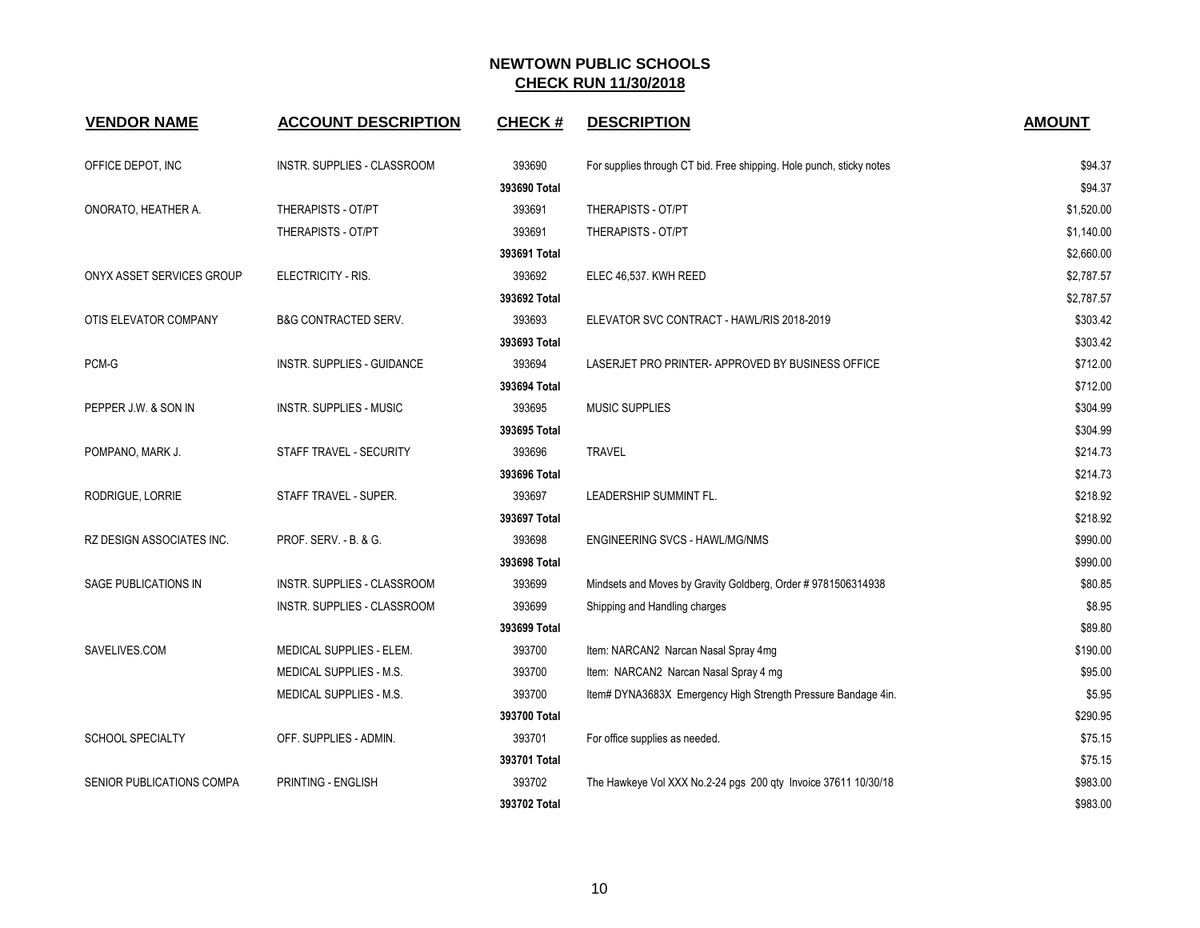# NEWTOWN PUBLIC SCHOOLS

## CHECK RUN 11/30/2018

| VENDOR NAME | ACCOUNT DESCRIPTION | CHECK # | DESCRIPTION | AMOUNT |
|---|---|---|---|---|
| OFFICE DEPOT, INC | INSTR. SUPPLIES - CLASSROOM | 393690 | For supplies through CT bid. Free shipping. Hole punch, sticky notes | $94.37 |
| | | **393690 Total** | | $94.37 |
| ONORATO, HEATHER A. | THERAPISTS - OT/PT | 393691 | THERAPISTS - OT/PT | $1,520.00 |
| | THERAPISTS - OT/PT | 393691 | THERAPISTS - OT/PT | $1,140.00 |
| | | **393691 Total** | | $2,660.00 |
| ONYX ASSET SERVICES GROUP | ELECTRICITY - RIS. | 393692 | ELEC 46,537. KWH REED | $2,787.57 |
| | | **393692 Total** | | $2,787.57 |
| OTIS ELEVATOR COMPANY | B&G CONTRACTED SERV. | 393693 | ELEVATOR SVC CONTRACT - HAWL/RIS 2018-2019 | $303.42 |
| | | **393693 Total** | | $303.42 |
| PCM-G | INSTR. SUPPLIES - GUIDANCE | 393694 | LASERJET PRO PRINTER- APPROVED BY BUSINESS OFFICE | $712.00 |
| | | **393694 Total** | | $712.00 |
| PEPPER J.W. & SON IN | INSTR. SUPPLIES - MUSIC | 393695 | MUSIC SUPPLIES | $304.99 |
| | | **393695 Total** | | $304.99 |
| POMPANO, MARK J. | STAFF TRAVEL - SECURITY | 393696 | TRAVEL | $214.73 |
| | | **393696 Total** | | $214.73 |
| RODRIGUE, LORRIE | STAFF TRAVEL - SUPER. | 393697 | LEADERSHIP SUMMINT FL. | $218.92 |
| | | **393697 Total** | | $218.92 |
| RZ DESIGN ASSOCIATES INC. | PROF. SERV. - B. & G. | 393698 | ENGINEERING SVCS - HAWL/MG/NMS | $990.00 |
| | | **393698 Total** | | $990.00 |
| SAGE PUBLICATIONS IN | INSTR. SUPPLIES - CLASSROOM | 393699 | Mindsets and Moves by Gravity Goldberg, Order # 9781506314938 | $80.85 |
| | INSTR. SUPPLIES - CLASSROOM | 393699 | Shipping and Handling charges | $8.95 |
| | | **393699 Total** | | $89.80 |
| SAVELIVES.COM | MEDICAL SUPPLIES - ELEM. | 393700 | Item: NARCAN2 Narcan Nasal Spray 4mg | $190.00 |
| | MEDICAL SUPPLIES - M.S. | 393700 | Item: NARCAN2 Narcan Nasal Spray 4 mg | $95.00 |
| | MEDICAL SUPPLIES - M.S. | 393700 | Item# DYNA3683X Emergency High Strength Pressure Bandage 4in. | $5.95 |
| | | **393700 Total** | | $290.95 |
| SCHOOL SPECIALTY | OFF. SUPPLIES - ADMIN. | 393701 | For office supplies as needed. | $75.15 |
| | | **393701 Total** | | $75.15 |
| SENIOR PUBLICATIONS COMPA | PRINTING - ENGLISH | 393702 | The Hawkeye Vol XXX No.2-24 pgs 200 qty Invoice 37611 10/30/18 | $983.00 |
| | | **393702 Total** | | $983.00 |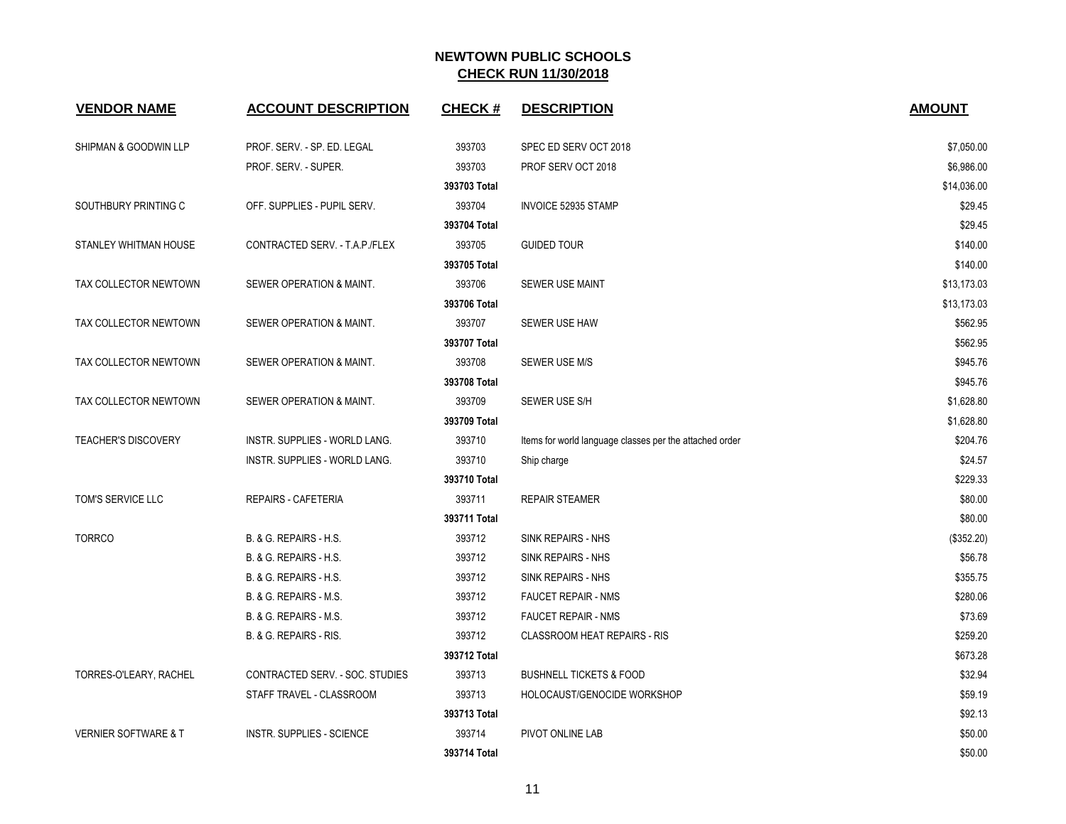## NEWTOWN PUBLIC SCHOOLS
## CHECK RUN 11/30/2018

| VENDOR NAME | ACCOUNT DESCRIPTION | CHECK # | DESCRIPTION | AMOUNT |
|---|---|---|---|---|
| SHIPMAN & GOODWIN LLP | PROF. SERV. - SP. ED. LEGAL | 393703 | SPEC ED SERV OCT 2018 | $7,050.00 |
| | PROF. SERV. - SUPER. | 393703 | PROF SERV OCT 2018 | $6,986.00 |
| | | **393703 Total** | | $14,036.00 |
| SOUTHBURY PRINTING C | OFF. SUPPLIES - PUPIL SERV. | 393704 | INVOICE 52935 STAMP | $29.45 |
| | | **393704 Total** | | $29.45 |
| STANLEY WHITMAN HOUSE | CONTRACTED SERV. - T.A.P./FLEX | 393705 | GUIDED TOUR | $140.00 |
| | | **393705 Total** | | $140.00 |
| TAX COLLECTOR NEWTOWN | SEWER OPERATION & MAINT. | 393706 | SEWER USE MAINT | $13,173.03 |
| | | **393706 Total** | | $13,173.03 |
| TAX COLLECTOR NEWTOWN | SEWER OPERATION & MAINT. | 393707 | SEWER USE HAW | $562.95 |
| | | **393707 Total** | | $562.95 |
| TAX COLLECTOR NEWTOWN | SEWER OPERATION & MAINT. | 393708 | SEWER USE M/S | $945.76 |
| | | **393708 Total** | | $945.76 |
| TAX COLLECTOR NEWTOWN | SEWER OPERATION & MAINT. | 393709 | SEWER USE S/H | $1,628.80 |
| | | **393709 Total** | | $1,628.80 |
| TEACHER'S DISCOVERY | INSTR. SUPPLIES - WORLD LANG. | 393710 | Items for world language classes per the attached order | $204.76 |
| | INSTR. SUPPLIES - WORLD LANG. | 393710 | Ship charge | $24.57 |
| | | **393710 Total** | | $229.33 |
| TOM'S SERVICE LLC | REPAIRS - CAFETERIA | 393711 | REPAIR STEAMER | $80.00 |
| | | **393711 Total** | | $80.00 |
| TORRCO | B. & G. REPAIRS - H.S. | 393712 | SINK REPAIRS - NHS | ($352.20) |
| | B. & G. REPAIRS - H.S. | 393712 | SINK REPAIRS - NHS | $56.78 |
| | B. & G. REPAIRS - H.S. | 393712 | SINK REPAIRS - NHS | $355.75 |
| | B. & G. REPAIRS - M.S. | 393712 | FAUCET REPAIR - NMS | $280.06 |
| | B. & G. REPAIRS - M.S. | 393712 | FAUCET REPAIR - NMS | $73.69 |
| | B. & G. REPAIRS - RIS. | 393712 | CLASSROOM HEAT REPAIRS - RIS | $259.20 |
| | | **393712 Total** | | $673.28 |
| TORRES-O'LEARY, RACHEL | CONTRACTED SERV. - SOC. STUDIES | 393713 | BUSHNELL TICKETS & FOOD | $32.94 |
| | STAFF TRAVEL - CLASSROOM | 393713 | HOLOCAUST/GENOCIDE WORKSHOP | $59.19 |
| | | **393713 Total** | | $92.13 |
| VERNIER SOFTWARE & T | INSTR. SUPPLIES - SCIENCE | 393714 | PIVOT ONLINE LAB | $50.00 |
| | | **393714 Total** | | $50.00 |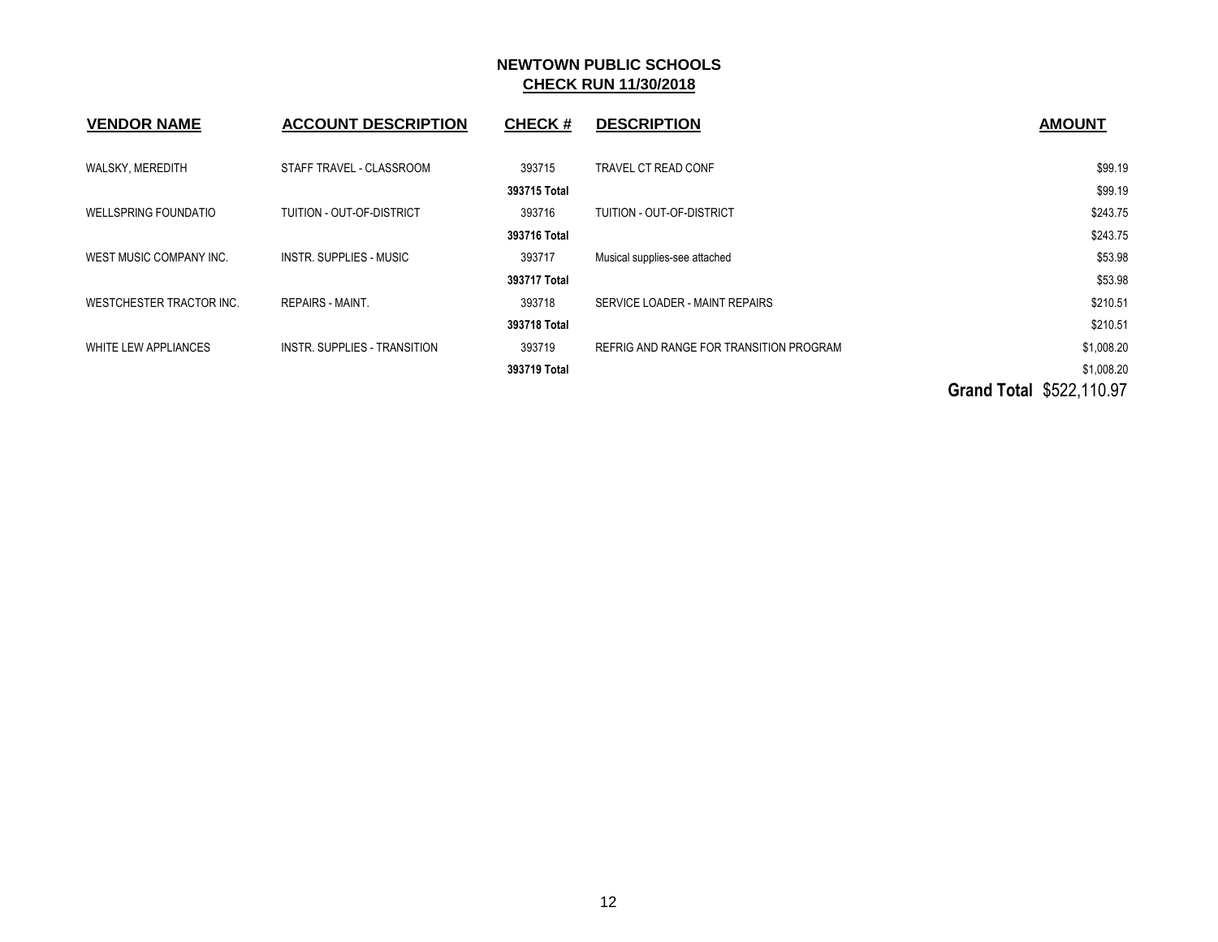## NEWTOWN PUBLIC SCHOOLS
### CHECK RUN 11/30/2018

| VENDOR NAME | ACCOUNT DESCRIPTION | CHECK # | DESCRIPTION | AMOUNT |
|---|---|---|---|---|
| WALSKY, MEREDITH | STAFF TRAVEL - CLASSROOM | 393715 | TRAVEL CT READ CONF | $99.19 |
| | | **393715 Total** | | $99.19 |
| WELLSPRING FOUNDATIO | TUITION - OUT-OF-DISTRICT | 393716 | TUITION - OUT-OF-DISTRICT | $243.75 |
| | | **393716 Total** | | $243.75 |
| WEST MUSIC COMPANY INC. | INSTR. SUPPLIES - MUSIC | 393717 | Musical supplies-see attached | $53.98 |
| | | **393717 Total** | | $53.98 |
| WESTCHESTER TRACTOR INC. | REPAIRS - MAINT. | 393718 | SERVICE LOADER - MAINT REPAIRS | $210.51 |
| | | **393718 Total** | | $210.51 |
| WHITE LEW APPLIANCES | INSTR. SUPPLIES - TRANSITION | 393719 | REFRIG AND RANGE FOR TRANSITION PROGRAM | $1,008.20 |
| | | **393719 Total** | | $1,008.20 |
| | | | **Grand Total** | $522,110.97 |